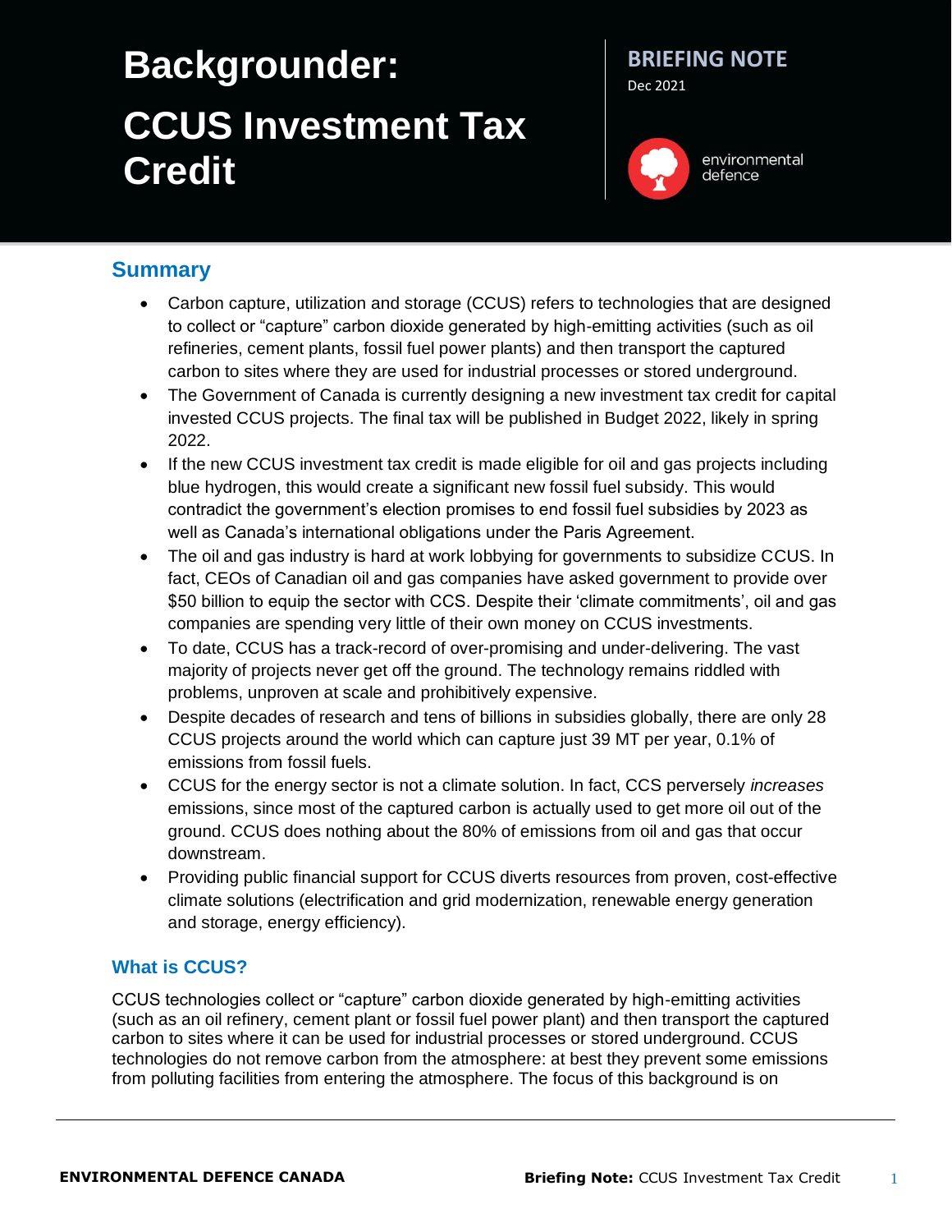# Backgrounder: CCUS Investment Tax Credit

**BRIEFING NOTE**

Dec 2021

environmental defence

## Summary

- Carbon capture, utilization and storage (CCUS) refers to technologies that are designed to collect or "capture" carbon dioxide generated by high-emitting activities (such as oil refineries, cement plants, fossil fuel power plants) and then transport the captured carbon to sites where they are used for industrial processes or stored underground.
- The Government of Canada is currently designing a new investment tax credit for capital invested CCUS projects. The final tax will be published in Budget 2022, likely in spring 2022.
- If the new CCUS investment tax credit is made eligible for oil and gas projects including blue hydrogen, this would create a significant new fossil fuel subsidy. This would contradict the government's election promises to end fossil fuel subsidies by 2023 as well as Canada's international obligations under the Paris Agreement.
- The oil and gas industry is hard at work lobbying for governments to subsidize CCUS. In fact, CEOs of Canadian oil and gas companies have asked government to provide over $50 billion to equip the sector with CCS. Despite their 'climate commitments', oil and gas companies are spending very little of their own money on CCUS investments.
- To date, CCUS has a track-record of over-promising and under-delivering. The vast majority of projects never get off the ground. The technology remains riddled with problems, unproven at scale and prohibitively expensive.
- Despite decades of research and tens of billions in subsidies globally, there are only 28 CCUS projects around the world which can capture just 39 MT per year, 0.1% of emissions from fossil fuels.
- CCUS for the energy sector is not a climate solution. In fact, CCS perversely *increases* emissions, since most of the captured carbon is actually used to get more oil out of the ground. CCUS does nothing about the 80% of emissions from oil and gas that occur downstream.
- Providing public financial support for CCUS diverts resources from proven, cost-effective climate solutions (electrification and grid modernization, renewable energy generation and storage, energy efficiency).

### What is CCUS?

CCUS technologies collect or "capture" carbon dioxide generated by high-emitting activities (such as an oil refinery, cement plant or fossil fuel power plant) and then transport the captured carbon to sites where it can be used for industrial processes or stored underground. CCUS technologies do not remove carbon from the atmosphere: at best they prevent some emissions from polluting facilities from entering the atmosphere. The focus of this background is on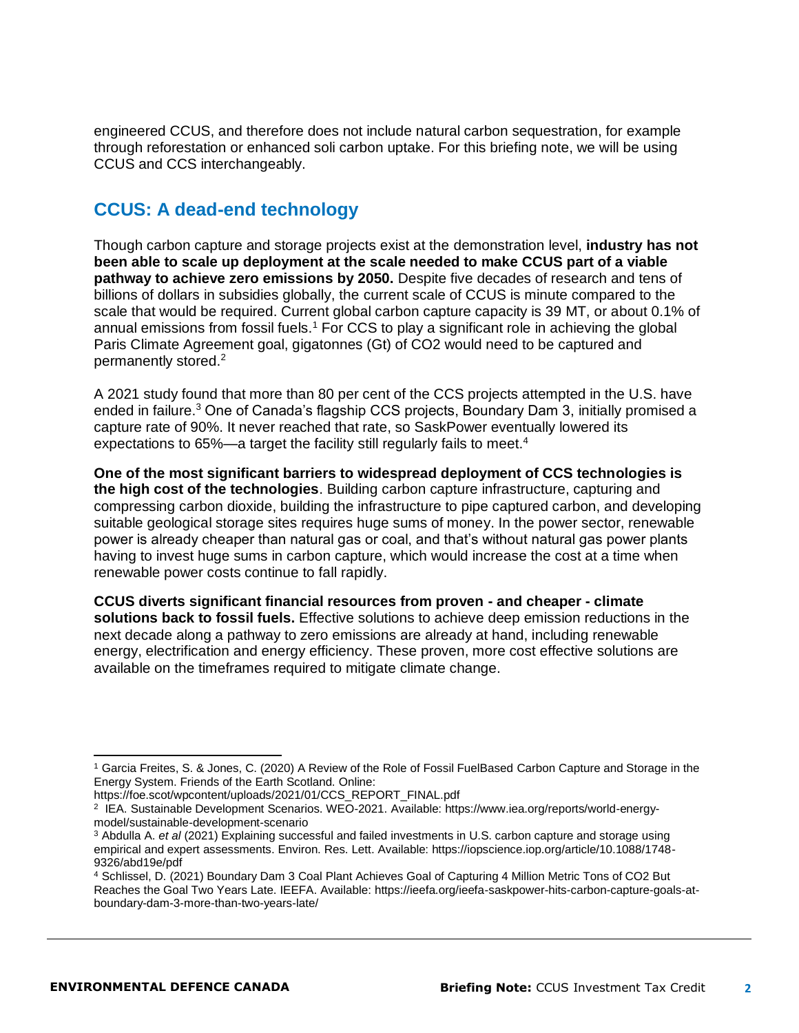engineered CCUS, and therefore does not include natural carbon sequestration, for example through reforestation or enhanced soli carbon uptake. For this briefing note, we will be using CCUS and CCS interchangeably.

## CCUS: A dead-end technology

Though carbon capture and storage projects exist at the demonstration level, **industry has not been able to scale up deployment at the scale needed to make CCUS part of a viable pathway to achieve zero emissions by 2050.** Despite five decades of research and tens of billions of dollars in subsidies globally, the current scale of CCUS is minute compared to the scale that would be required. Current global carbon capture capacity is 39 MT, or about 0.1% of annual emissions from fossil fuels.[1] For CCS to play a significant role in achieving the global Paris Climate Agreement goal, gigatonnes (Gt) of CO2 would need to be captured and permanently stored.[2]

A 2021 study found that more than 80 per cent of the CCS projects attempted in the U.S. have ended in failure.[3] One of Canada's flagship CCS projects, Boundary Dam 3, initially promised a capture rate of 90%. It never reached that rate, so SaskPower eventually lowered its expectations to 65%—a target the facility still regularly fails to meet.[4]

**One of the most significant barriers to widespread deployment of CCS technologies is the high cost of the technologies**. Building carbon capture infrastructure, capturing and compressing carbon dioxide, building the infrastructure to pipe captured carbon, and developing suitable geological storage sites requires huge sums of money. In the power sector, renewable power is already cheaper than natural gas or coal, and that's without natural gas power plants having to invest huge sums in carbon capture, which would increase the cost at a time when renewable power costs continue to fall rapidly.

**CCUS diverts significant financial resources from proven - and cheaper - climate solutions back to fossil fuels.** Effective solutions to achieve deep emission reductions in the next decade along a pathway to zero emissions are already at hand, including renewable energy, electrification and energy efficiency. These proven, more cost effective solutions are available on the timeframes required to mitigate climate change.

---

[1] Garcia Freites, S. & Jones, C. (2020) A Review of the Role of Fossil FuelBased Carbon Capture and Storage in the Energy System. Friends of the Earth Scotland. Online: https://foe.scot/wpcontent/uploads/2021/01/CCS_REPORT_FINAL.pdf

[2] IEA. Sustainable Development Scenarios. WEO-2021. Available: https://www.iea.org/reports/world-energy-model/sustainable-development-scenario

[3] Abdulla A. *et al* (2021) Explaining successful and failed investments in U.S. carbon capture and storage using empirical and expert assessments. Environ. Res. Lett. Available: https://iopscience.iop.org/article/10.1088/1748-9326/abd19e/pdf

[4] Schlissel, D. (2021) Boundary Dam 3 Coal Plant Achieves Goal of Capturing 4 Million Metric Tons of CO2 But Reaches the Goal Two Years Late. IEEFA. Available: https://ieefa.org/ieefa-saskpower-hits-carbon-capture-goals-at-boundary-dam-3-more-than-two-years-late/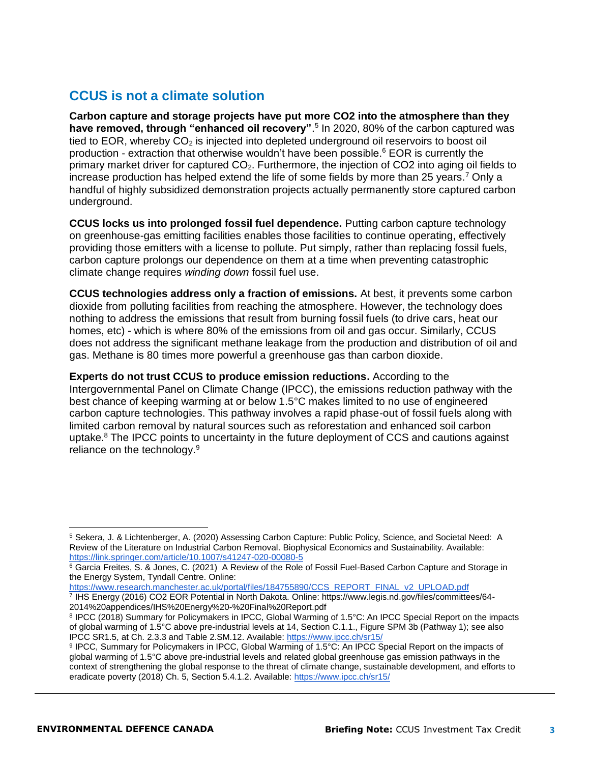## CCUS is not a climate solution

**Carbon capture and storage projects have put more CO2 into the atmosphere than they have removed, through "enhanced oil recovery"**.[5] In 2020, 80% of the carbon captured was tied to EOR, whereby $CO_2$ is injected into depleted underground oil reservoirs to boost oil production - extraction that otherwise wouldn't have been possible.[6] EOR is currently the primary market driver for captured $CO_2$. Furthermore, the injection of CO2 into aging oil fields to increase production has helped extend the life of some fields by more than 25 years.[7] Only a handful of highly subsidized demonstration projects actually permanently store captured carbon underground.

**CCUS locks us into prolonged fossil fuel dependence.** Putting carbon capture technology on greenhouse-gas emitting facilities enables those facilities to continue operating, effectively providing those emitters with a license to pollute. Put simply, rather than replacing fossil fuels, carbon capture prolongs our dependence on them at a time when preventing catastrophic climate change requires *winding down* fossil fuel use.

**CCUS technologies address only a fraction of emissions.** At best, it prevents some carbon dioxide from polluting facilities from reaching the atmosphere. However, the technology does nothing to address the emissions that result from burning fossil fuels (to drive cars, heat our homes, etc) - which is where 80% of the emissions from oil and gas occur. Similarly, CCUS does not address the significant methane leakage from the production and distribution of oil and gas. Methane is 80 times more powerful a greenhouse gas than carbon dioxide.

**Experts do not trust CCUS to produce emission reductions.** According to the Intergovernmental Panel on Climate Change (IPCC), the emissions reduction pathway with the best chance of keeping warming at or below 1.5°C makes limited to no use of engineered carbon capture technologies. This pathway involves a rapid phase-out of fossil fuels along with limited carbon removal by natural sources such as reforestation and enhanced soil carbon uptake.[8] The IPCC points to uncertainty in the future deployment of CCS and cautions against reliance on the technology.[9]

---

[5] Sekera, J. & Lichtenberger, A. (2020) Assessing Carbon Capture: Public Policy, Science, and Societal Need: A Review of the Literature on Industrial Carbon Removal. Biophysical Economics and Sustainability. Available: https://link.springer.com/article/10.1007/s41247-020-00080-5

[6] Garcia Freites, S. & Jones, C. (2021) A Review of the Role of Fossil Fuel-Based Carbon Capture and Storage in the Energy System, Tyndall Centre. Online: https://www.research.manchester.ac.uk/portal/files/184755890/CCS_REPORT_FINAL_v2_UPLOAD.pdf

[7] IHS Energy (2016) CO2 EOR Potential in North Dakota. Online: https://www.legis.nd.gov/files/committees/64-2014%20appendices/IHS%20Energy%20-%20Final%20Report.pdf

[8] IPCC (2018) Summary for Policymakers in IPCC, Global Warming of 1.5°C: An IPCC Special Report on the impacts of global warming of 1.5°C above pre-industrial levels at 14, Section C.1.1., Figure SPM 3b (Pathway 1); see also IPCC SR1.5, at Ch. 2.3.3 and Table 2.SM.12. Available: https://www.ipcc.ch/sr15/

[9] IPCC, Summary for Policymakers in IPCC, Global Warming of 1.5°C: An IPCC Special Report on the impacts of global warming of 1.5°C above pre-industrial levels and related global greenhouse gas emission pathways in the context of strengthening the global response to the threat of climate change, sustainable development, and efforts to eradicate poverty (2018) Ch. 5, Section 5.4.1.2. Available: https://www.ipcc.ch/sr15/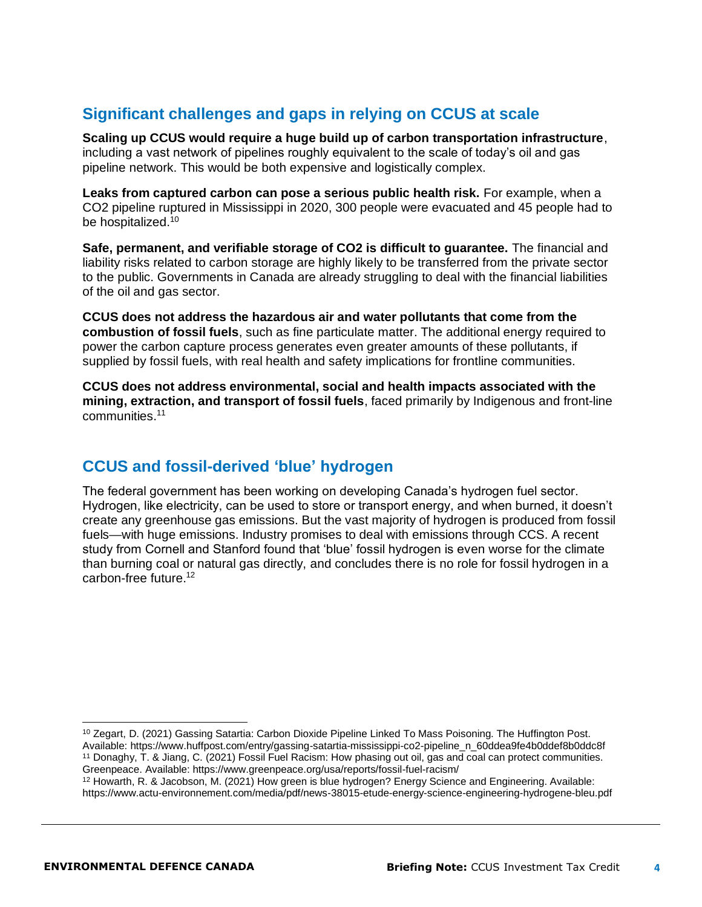## Significant challenges and gaps in relying on CCUS at scale

**Scaling up CCUS would require a huge build up of carbon transportation infrastructure**, including a vast network of pipelines roughly equivalent to the scale of today's oil and gas pipeline network. This would be both expensive and logistically complex.

**Leaks from captured carbon can pose a serious public health risk.** For example, when a CO2 pipeline ruptured in Mississippi in 2020, 300 people were evacuated and 45 people had to be hospitalized.[10]

**Safe, permanent, and verifiable storage of CO2 is difficult to guarantee.** The financial and liability risks related to carbon storage are highly likely to be transferred from the private sector to the public. Governments in Canada are already struggling to deal with the financial liabilities of the oil and gas sector.

**CCUS does not address the hazardous air and water pollutants that come from the combustion of fossil fuels**, such as fine particulate matter. The additional energy required to power the carbon capture process generates even greater amounts of these pollutants, if supplied by fossil fuels, with real health and safety implications for frontline communities.

**CCUS does not address environmental, social and health impacts associated with the mining, extraction, and transport of fossil fuels**, faced primarily by Indigenous and front-line communities.[11]

## CCUS and fossil-derived 'blue' hydrogen

The federal government has been working on developing Canada's hydrogen fuel sector. Hydrogen, like electricity, can be used to store or transport energy, and when burned, it doesn't create any greenhouse gas emissions. But the vast majority of hydrogen is produced from fossil fuels—with huge emissions. Industry promises to deal with emissions through CCS. A recent study from Cornell and Stanford found that 'blue' fossil hydrogen is even worse for the climate than burning coal or natural gas directly, and concludes there is no role for fossil hydrogen in a carbon-free future.[12]

---

[10] Zegart, D. (2021) Gassing Satartia: Carbon Dioxide Pipeline Linked To Mass Poisoning. The Huffington Post. Available: https://www.huffpost.com/entry/gassing-satartia-mississippi-co2-pipeline_n_60ddea9fe4b0ddef8b0ddc8f

[11] Donaghy, T. & Jiang, C. (2021) Fossil Fuel Racism: How phasing out oil, gas and coal can protect communities. Greenpeace. Available: https://www.greenpeace.org/usa/reports/fossil-fuel-racism/

[12] Howarth, R. & Jacobson, M. (2021) How green is blue hydrogen? Energy Science and Engineering. Available: https://www.actu-environnement.com/media/pdf/news-38015-etude-energy-science-engineering-hydrogene-bleu.pdf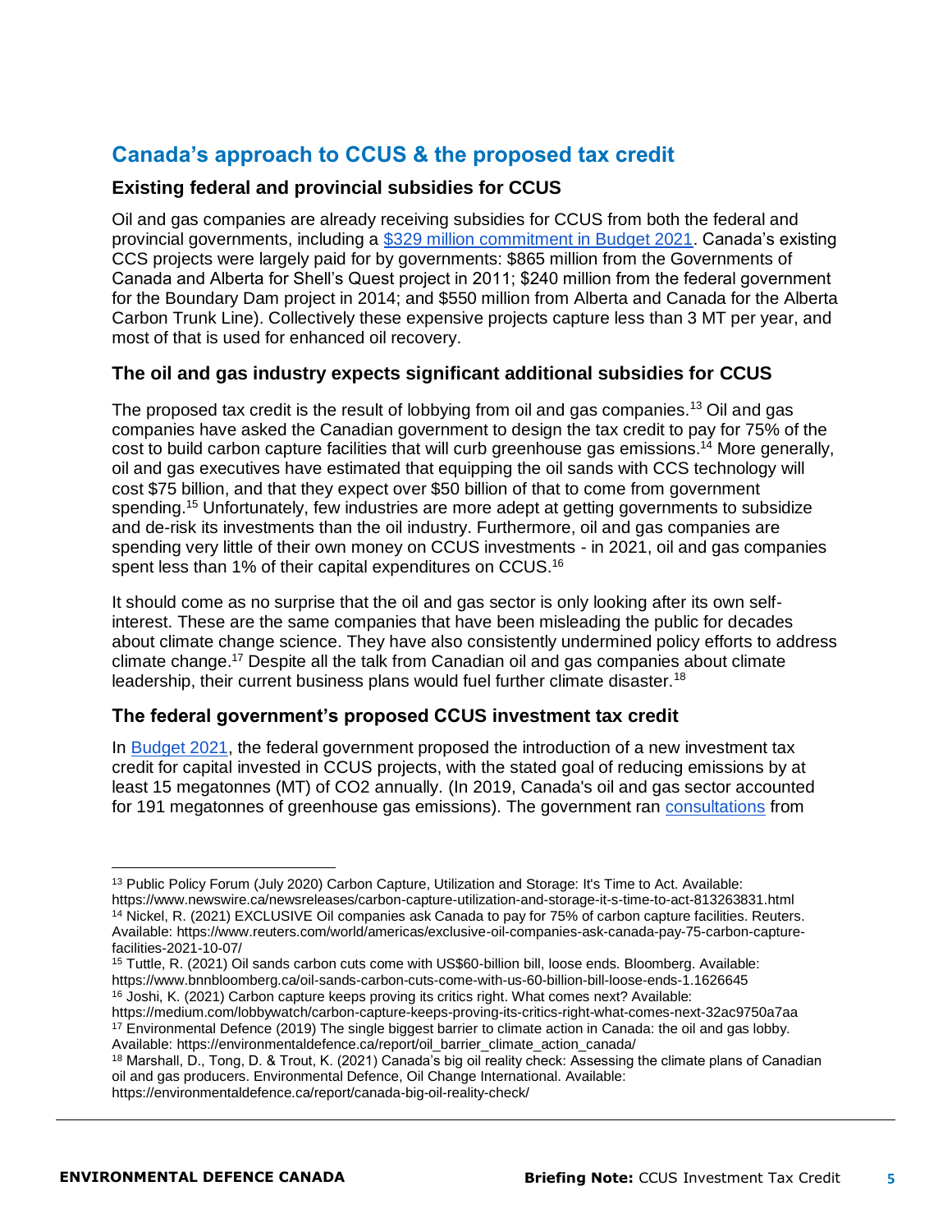## Canada's approach to CCUS & the proposed tax credit

### Existing federal and provincial subsidies for CCUS

Oil and gas companies are already receiving subsidies for CCUS from both the federal and provincial governments, including a [$329 million commitment in Budget 2021](). Canada's existing CCS projects were largely paid for by governments: $865 million from the Governments of Canada and Alberta for Shell's Quest project in 2011; $240 million from the federal government for the Boundary Dam project in 2014; and $550 million from Alberta and Canada for the Alberta Carbon Trunk Line). Collectively these expensive projects capture less than 3 MT per year, and most of that is used for enhanced oil recovery.

### The oil and gas industry expects significant additional subsidies for CCUS

The proposed tax credit is the result of lobbying from oil and gas companies.[13] Oil and gas companies have asked the Canadian government to design the tax credit to pay for 75% of the cost to build carbon capture facilities that will curb greenhouse gas emissions.[14] More generally, oil and gas executives have estimated that equipping the oil sands with CCS technology will cost $75 billion, and that they expect over $50 billion of that to come from government spending.[15] Unfortunately, few industries are more adept at getting governments to subsidize and de-risk its investments than the oil industry. Furthermore, oil and gas companies are spending very little of their own money on CCUS investments - in 2021, oil and gas companies spent less than 1% of their capital expenditures on CCUS.[16]

It should come as no surprise that the oil and gas sector is only looking after its own self-interest. These are the same companies that have been misleading the public for decades about climate change science. They have also consistently undermined policy efforts to address climate change.[17] Despite all the talk from Canadian oil and gas companies about climate leadership, their current business plans would fuel further climate disaster.[18]

### The federal government's proposed CCUS investment tax credit

In [Budget 2021](), the federal government proposed the introduction of a new investment tax credit for capital invested in CCUS projects, with the stated goal of reducing emissions by at least 15 megatonnes (MT) of $CO_2$ annually. (In 2019, Canada's oil and gas sector accounted for 191 megatonnes of greenhouse gas emissions). The government ran [consultations]() from

---

[13] Public Policy Forum (July 2020) Carbon Capture, Utilization and Storage: It's Time to Act. Available: https://www.newswire.ca/newsreleases/carbon-capture-utilization-and-storage-it-s-time-to-act-813263831.html

[14] Nickel, R. (2021) EXCLUSIVE Oil companies ask Canada to pay for 75% of carbon capture facilities. Reuters. Available: https://www.reuters.com/world/americas/exclusive-oil-companies-ask-canada-pay-75-carbon-capture-facilities-2021-10-07/

[15] Tuttle, R. (2021) Oil sands carbon cuts come with US$60-billion bill, loose ends. Bloomberg. Available: https://www.bnnbloomberg.ca/oil-sands-carbon-cuts-come-with-us-60-billion-bill-loose-ends-1.1626645

[16] Joshi, K. (2021) Carbon capture keeps proving its critics right. What comes next? Available: https://medium.com/lobbywatch/carbon-capture-keeps-proving-its-critics-right-what-comes-next-32ac9750a7aa

[17] Environmental Defence (2019) The single biggest barrier to climate action in Canada: the oil and gas lobby. Available: https://environmentaldefence.ca/report/oil_barrier_climate_action_canada/

[18] Marshall, D., Tong, D. & Trout, K. (2021) Canada's big oil reality check: Assessing the climate plans of Canadian oil and gas producers. Environmental Defence, Oil Change International. Available: https://environmentaldefence.ca/report/canada-big-oil-reality-check/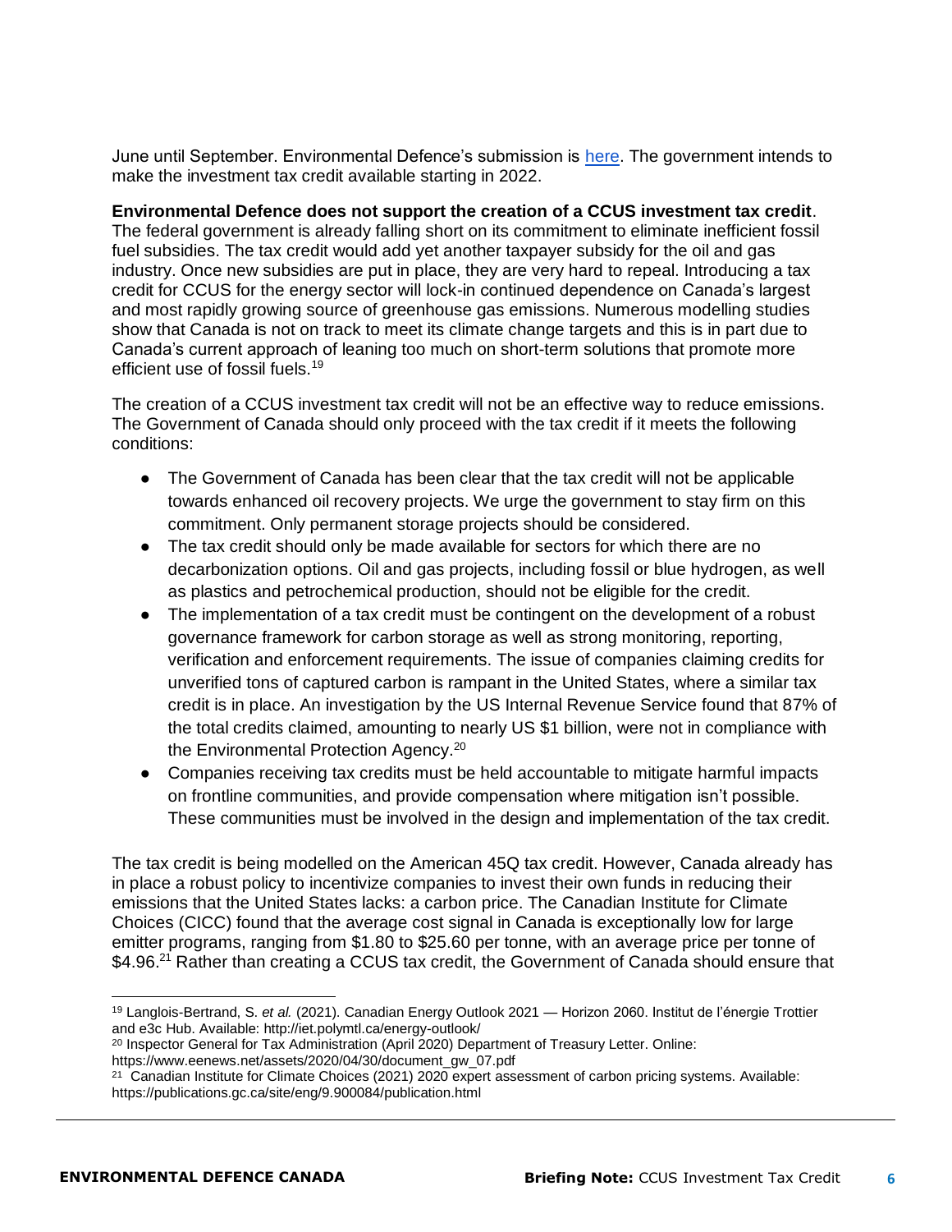June until September. Environmental Defence's submission is [here](). The government intends to make the investment tax credit available starting in 2022.

**Environmental Defence does not support the creation of a CCUS investment tax credit**. The federal government is already falling short on its commitment to eliminate inefficient fossil fuel subsidies. The tax credit would add yet another taxpayer subsidy for the oil and gas industry. Once new subsidies are put in place, they are very hard to repeal. Introducing a tax credit for CCUS for the energy sector will lock-in continued dependence on Canada's largest and most rapidly growing source of greenhouse gas emissions. Numerous modelling studies show that Canada is not on track to meet its climate change targets and this is in part due to Canada's current approach of leaning too much on short-term solutions that promote more efficient use of fossil fuels.[19]

The creation of a CCUS investment tax credit will not be an effective way to reduce emissions. The Government of Canada should only proceed with the tax credit if it meets the following conditions:

- The Government of Canada has been clear that the tax credit will not be applicable towards enhanced oil recovery projects. We urge the government to stay firm on this commitment. Only permanent storage projects should be considered.
- The tax credit should only be made available for sectors for which there are no decarbonization options. Oil and gas projects, including fossil or blue hydrogen, as well as plastics and petrochemical production, should not be eligible for the credit.
- The implementation of a tax credit must be contingent on the development of a robust governance framework for carbon storage as well as strong monitoring, reporting, verification and enforcement requirements. The issue of companies claiming credits for unverified tons of captured carbon is rampant in the United States, where a similar tax credit is in place. An investigation by the US Internal Revenue Service found that 87% of the total credits claimed, amounting to nearly US $1 billion, were not in compliance with the Environmental Protection Agency.[20]
- Companies receiving tax credits must be held accountable to mitigate harmful impacts on frontline communities, and provide compensation where mitigation isn't possible. These communities must be involved in the design and implementation of the tax credit.

The tax credit is being modelled on the American 45Q tax credit. However, Canada already has in place a robust policy to incentivize companies to invest their own funds in reducing their emissions that the United States lacks: a carbon price. The Canadian Institute for Climate Choices (CICC) found that the average cost signal in Canada is exceptionally low for large emitter programs, ranging from $1.80 to $25.60 per tonne, with an average price per tonne of $4.96.[21] Rather than creating a CCUS tax credit, the Government of Canada should ensure that

---

[19] Langlois-Bertrand, S. *et al.* (2021). Canadian Energy Outlook 2021 — Horizon 2060. Institut de l'énergie Trottier and e3c Hub. Available: http://iet.polymtl.ca/energy-outlook/

[20] Inspector General for Tax Administration (April 2020) Department of Treasury Letter. Online: https://www.eenews.net/assets/2020/04/30/document_gw_07.pdf

[21] Canadian Institute for Climate Choices (2021) 2020 expert assessment of carbon pricing systems. Available: https://publications.gc.ca/site/eng/9.900084/publication.html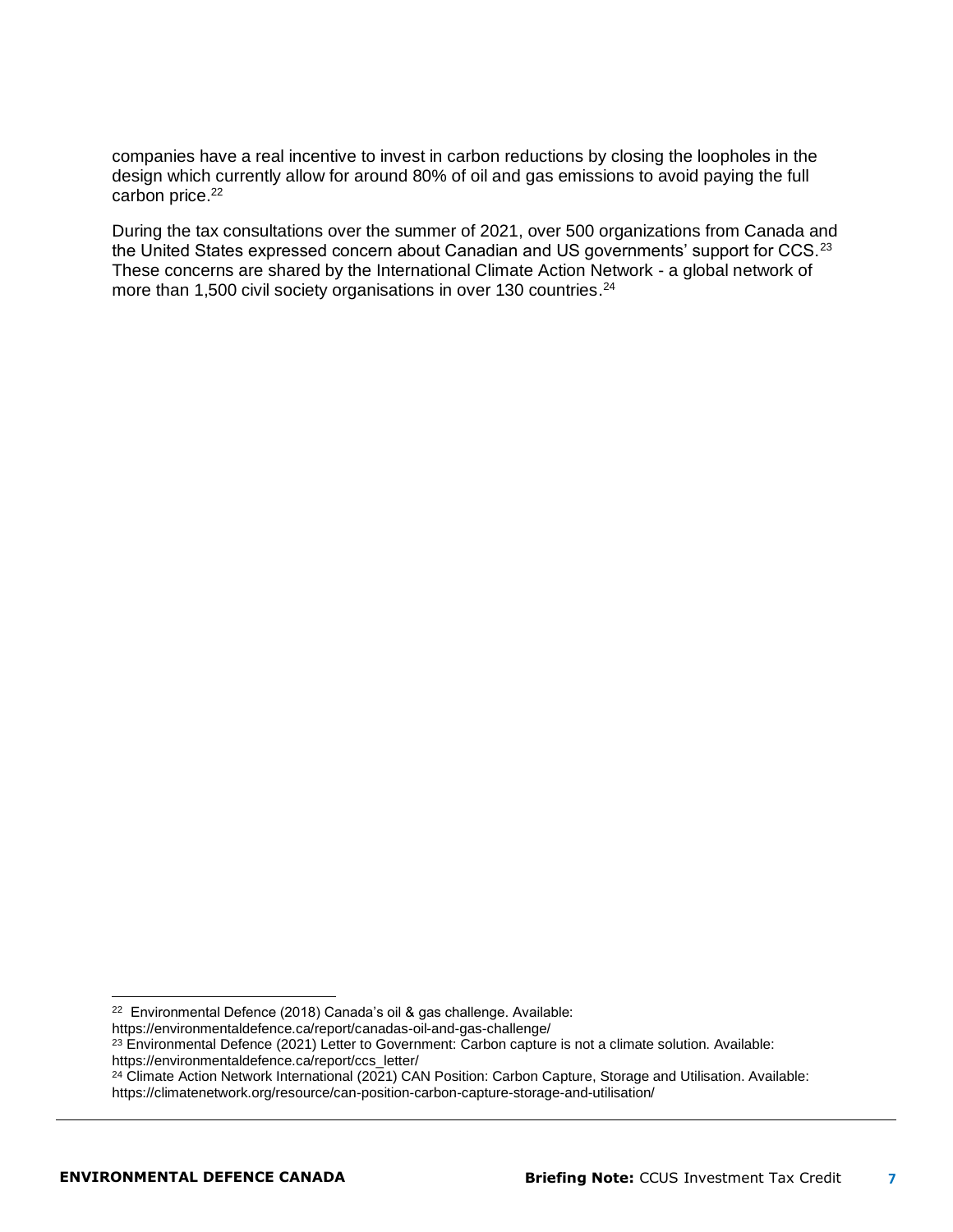companies have a real incentive to invest in carbon reductions by closing the loopholes in the design which currently allow for around 80% of oil and gas emissions to avoid paying the full carbon price.[22]

During the tax consultations over the summer of 2021, over 500 organizations from Canada and the United States expressed concern about Canadian and US governments' support for CCS.[23] These concerns are shared by the International Climate Action Network - a global network of more than 1,500 civil society organisations in over 130 countries.[24]

---

[22] Environmental Defence (2018) Canada's oil & gas challenge. Available: https://environmentaldefence.ca/report/canadas-oil-and-gas-challenge/

[23] Environmental Defence (2021) Letter to Government: Carbon capture is not a climate solution. Available: https://environmentaldefence.ca/report/ccs_letter/

[24] Climate Action Network International (2021) CAN Position: Carbon Capture, Storage and Utilisation. Available: https://climatenetwork.org/resource/can-position-carbon-capture-storage-and-utilisation/